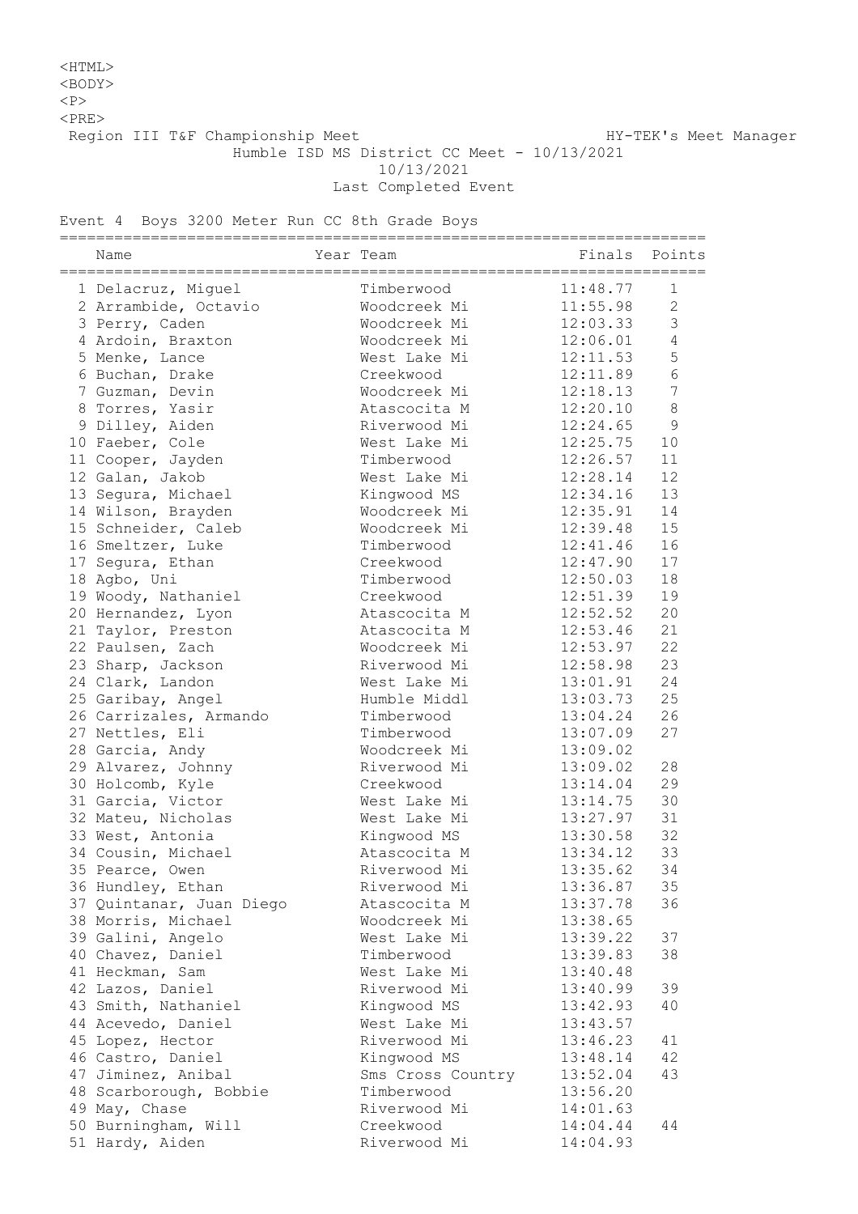<HTML>
<BODY>
<P>
<PRE>

Region III T&F Championship Meet HY-TEK's Meet Manager

Humble ISD MS District CC Meet - 10/13/2021

10/13/2021

Last Completed Event

Event 4 Boys 3200 Meter Run CC 8th Grade Boys

| | Name | Year | Team | Finals | Points |
|---|---|---|---|---|---|
| 1 | Delacruz, Miguel | | Timberwood | 11:48.77 | 1 |
| 2 | Arrambide, Octavio | | Woodcreek Mi | 11:55.98 | 2 |
| 3 | Perry, Caden | | Woodcreek Mi | 12:03.33 | 3 |
| 4 | Ardoin, Braxton | | Woodcreek Mi | 12:06.01 | 4 |
| 5 | Menke, Lance | | West Lake Mi | 12:11.53 | 5 |
| 6 | Buchan, Drake | | Creekwood | 12:11.89 | 6 |
| 7 | Guzman, Devin | | Woodcreek Mi | 12:18.13 | 7 |
| 8 | Torres, Yasir | | Atascocita M | 12:20.10 | 8 |
| 9 | Dilley, Aiden | | Riverwood Mi | 12:24.65 | 9 |
| 10 | Faeber, Cole | | West Lake Mi | 12:25.75 | 10 |
| 11 | Cooper, Jayden | | Timberwood | 12:26.57 | 11 |
| 12 | Galan, Jakob | | West Lake Mi | 12:28.14 | 12 |
| 13 | Segura, Michael | | Kingwood MS | 12:34.16 | 13 |
| 14 | Wilson, Brayden | | Woodcreek Mi | 12:35.91 | 14 |
| 15 | Schneider, Caleb | | Woodcreek Mi | 12:39.48 | 15 |
| 16 | Smeltzer, Luke | | Timberwood | 12:41.46 | 16 |
| 17 | Segura, Ethan | | Creekwood | 12:47.90 | 17 |
| 18 | Agbo, Uni | | Timberwood | 12:50.03 | 18 |
| 19 | Woody, Nathaniel | | Creekwood | 12:51.39 | 19 |
| 20 | Hernandez, Lyon | | Atascocita M | 12:52.52 | 20 |
| 21 | Taylor, Preston | | Atascocita M | 12:53.46 | 21 |
| 22 | Paulsen, Zach | | Woodcreek Mi | 12:53.97 | 22 |
| 23 | Sharp, Jackson | | Riverwood Mi | 12:58.98 | 23 |
| 24 | Clark, Landon | | West Lake Mi | 13:01.91 | 24 |
| 25 | Garibay, Angel | | Humble Middl | 13:03.73 | 25 |
| 26 | Carrizales, Armando | | Timberwood | 13:04.24 | 26 |
| 27 | Nettles, Eli | | Timberwood | 13:07.09 | 27 |
| 28 | Garcia, Andy | | Woodcreek Mi | 13:09.02 | |
| 29 | Alvarez, Johnny | | Riverwood Mi | 13:09.02 | 28 |
| 30 | Holcomb, Kyle | | Creekwood | 13:14.04 | 29 |
| 31 | Garcia, Victor | | West Lake Mi | 13:14.75 | 30 |
| 32 | Mateu, Nicholas | | West Lake Mi | 13:27.97 | 31 |
| 33 | West, Antonia | | Kingwood MS | 13:30.58 | 32 |
| 34 | Cousin, Michael | | Atascocita M | 13:34.12 | 33 |
| 35 | Pearce, Owen | | Riverwood Mi | 13:35.62 | 34 |
| 36 | Hundley, Ethan | | Riverwood Mi | 13:36.87 | 35 |
| 37 | Quintanar, Juan Diego | | Atascocita M | 13:37.78 | 36 |
| 38 | Morris, Michael | | Woodcreek Mi | 13:38.65 | |
| 39 | Galini, Angelo | | West Lake Mi | 13:39.22 | 37 |
| 40 | Chavez, Daniel | | Timberwood | 13:39.83 | 38 |
| 41 | Heckman, Sam | | West Lake Mi | 13:40.48 | |
| 42 | Lazos, Daniel | | Riverwood Mi | 13:40.99 | 39 |
| 43 | Smith, Nathaniel | | Kingwood MS | 13:42.93 | 40 |
| 44 | Acevedo, Daniel | | West Lake Mi | 13:43.57 | |
| 45 | Lopez, Hector | | Riverwood Mi | 13:46.23 | 41 |
| 46 | Castro, Daniel | | Kingwood MS | 13:48.14 | 42 |
| 47 | Jiminez, Anibal | | Sms Cross Country | 13:52.04 | 43 |
| 48 | Scarborough, Bobbie | | Timberwood | 13:56.20 | |
| 49 | May, Chase | | Riverwood Mi | 14:01.63 | |
| 50 | Burningham, Will | | Creekwood | 14:04.44 | 44 |
| 51 | Hardy, Aiden | | Riverwood Mi | 14:04.93 | |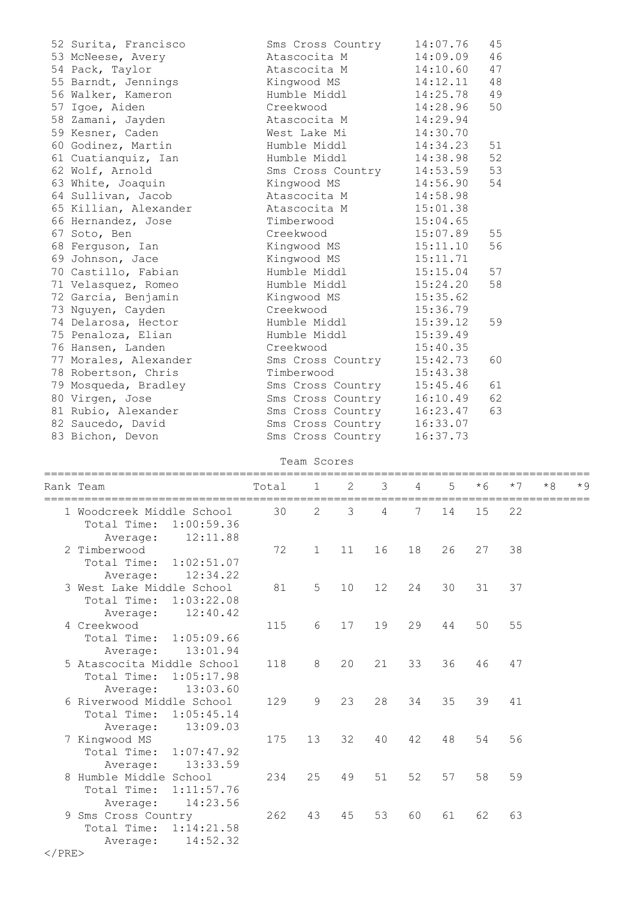| Place | Name | Team | Time | Points |
|---|---|---|---|---|
| 52 | Surita, Francisco | Sms Cross Country | 14:07.76 | 45 |
| 53 | McNeese, Avery | Atascocita M | 14:09.09 | 46 |
| 54 | Pack, Taylor | Atascocita M | 14:10.60 | 47 |
| 55 | Barndt, Jennings | Kingwood MS | 14:12.11 | 48 |
| 56 | Walker, Kameron | Humble Middl | 14:25.78 | 49 |
| 57 | Igoe, Aiden | Creekwood | 14:28.96 | 50 |
| 58 | Zamani, Jayden | Atascocita M | 14:29.94 | |
| 59 | Kesner, Caden | West Lake Mi | 14:30.70 | |
| 60 | Godinez, Martin | Humble Middl | 14:34.23 | 51 |
| 61 | Cuatianquiz, Ian | Humble Middl | 14:38.98 | 52 |
| 62 | Wolf, Arnold | Sms Cross Country | 14:53.59 | 53 |
| 63 | White, Joaquin | Kingwood MS | 14:56.90 | 54 |
| 64 | Sullivan, Jacob | Atascocita M | 14:58.98 | |
| 65 | Killian, Alexander | Atascocita M | 15:01.38 | |
| 66 | Hernandez, Jose | Timberwood | 15:04.65 | |
| 67 | Soto, Ben | Creekwood | 15:07.89 | 55 |
| 68 | Ferguson, Ian | Kingwood MS | 15:11.10 | 56 |
| 69 | Johnson, Jace | Kingwood MS | 15:11.71 | |
| 70 | Castillo, Fabian | Humble Middl | 15:15.04 | 57 |
| 71 | Velasquez, Romeo | Humble Middl | 15:24.20 | 58 |
| 72 | Garcia, Benjamin | Kingwood MS | 15:35.62 | |
| 73 | Nguyen, Cayden | Creekwood | 15:36.79 | |
| 74 | Delarosa, Hector | Humble Middl | 15:39.12 | 59 |
| 75 | Penaloza, Elian | Humble Middl | 15:39.49 | |
| 76 | Hansen, Landen | Creekwood | 15:40.35 | |
| 77 | Morales, Alexander | Sms Cross Country | 15:42.73 | 60 |
| 78 | Robertson, Chris | Timberwood | 15:43.38 | |
| 79 | Mosqueda, Bradley | Sms Cross Country | 15:45.46 | 61 |
| 80 | Virgen, Jose | Sms Cross Country | 16:10.49 | 62 |
| 81 | Rubio, Alexander | Sms Cross Country | 16:23.47 | 63 |
| 82 | Saucedo, David | Sms Cross Country | 16:33.07 | |
| 83 | Bichon, Devon | Sms Cross Country | 16:37.73 | |

## Team Scores

| Rank | Team | Total | 1 | 2 | 3 | 4 | 5 | *6 | *7 | *8 | *9 |
|---|---|---|---|---|---|---|---|---|---|---|---|
| 1 | Woodcreek Middle School<br>Total Time: 1:00:59.36<br>Average: 12:11.88 | 30 | 2 | 3 | 4 | 7 | 14 | 15 | 22 | | |
| 2 | Timberwood<br>Total Time: 1:02:51.07<br>Average: 12:34.22 | 72 | 1 | 11 | 16 | 18 | 26 | 27 | 38 | | |
| 3 | West Lake Middle School<br>Total Time: 1:03:22.08<br>Average: 12:40.42 | 81 | 5 | 10 | 12 | 24 | 30 | 31 | 37 | | |
| 4 | Creekwood<br>Total Time: 1:05:09.66<br>Average: 13:01.94 | 115 | 6 | 17 | 19 | 29 | 44 | 50 | 55 | | |
| 5 | Atascocita Middle School<br>Total Time: 1:05:17.98<br>Average: 13:03.60 | 118 | 8 | 20 | 21 | 33 | 36 | 46 | 47 | | |
| 6 | Riverwood Middle School<br>Total Time: 1:05:45.14<br>Average: 13:09.03 | 129 | 9 | 23 | 28 | 34 | 35 | 39 | 41 | | |
| 7 | Kingwood MS<br>Total Time: 1:07:47.92<br>Average: 13:33.59 | 175 | 13 | 32 | 40 | 42 | 48 | 54 | 56 | | |
| 8 | Humble Middle School<br>Total Time: 1:11:57.76<br>Average: 14:23.56 | 234 | 25 | 49 | 51 | 52 | 57 | 58 | 59 | | |
| 9 | Sms Cross Country<br>Total Time: 1:14:21.58<br>Average: 14:52.32 | 262 | 43 | 45 | 53 | 60 | 61 | 62 | 63 | | |

</PRE>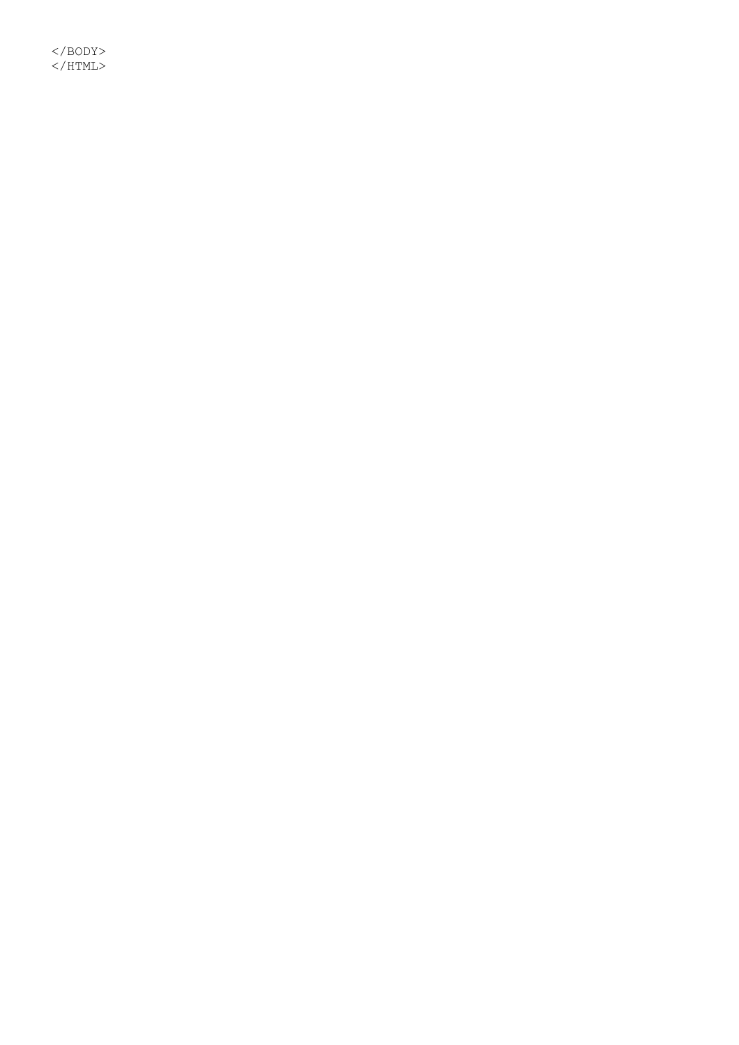```
</BODY>
</HTML>
```